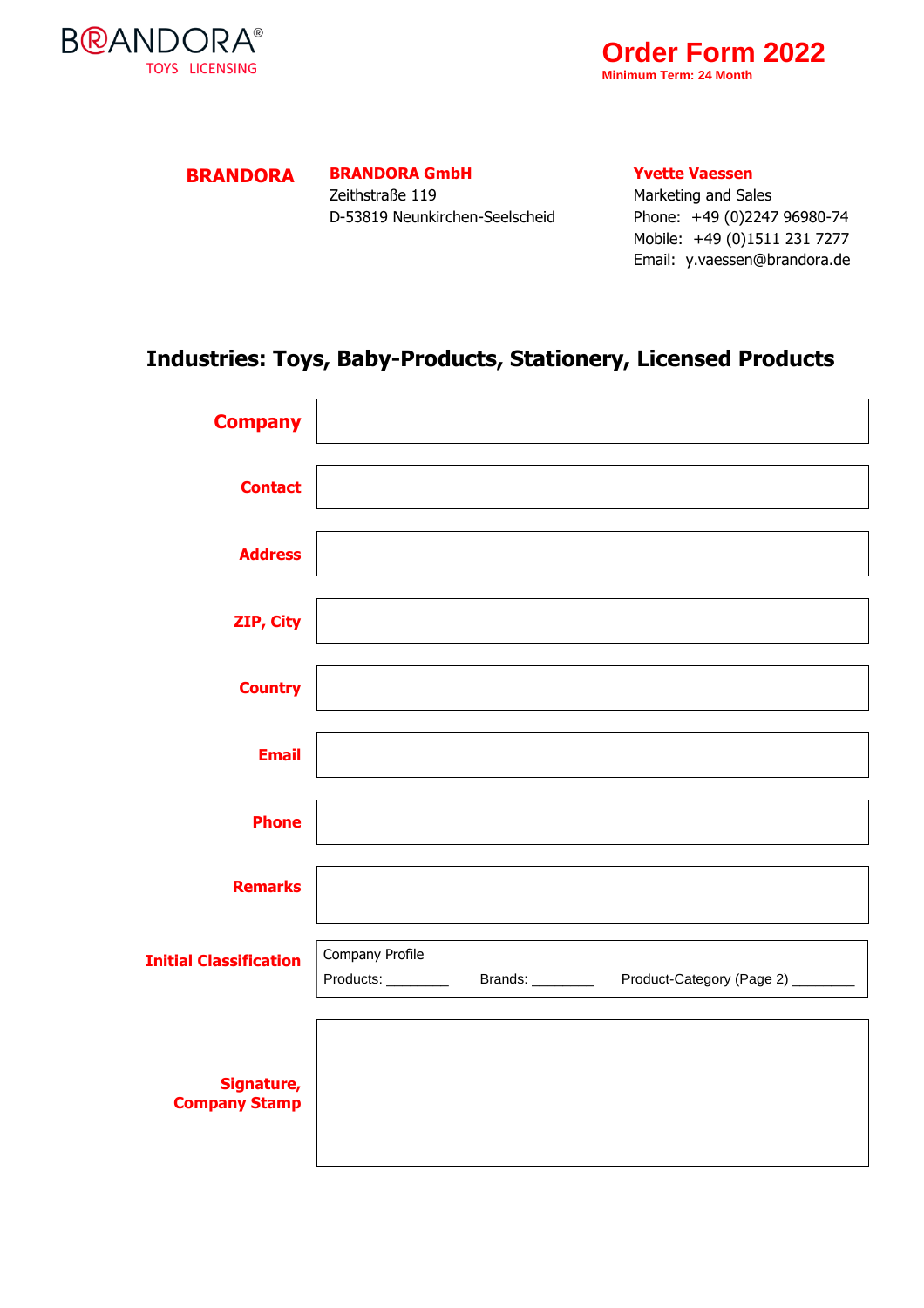BRANDORA®
TOYS LICENSING

# Order Form 2022

**Minimum Term: 24 Month**

**BRANDORA**

**BRANDORA GmbH**
Zeithstraße 119
D-53819 Neunkirchen-Seelscheid

**Yvette Vaessen**
Marketing and Sales
Phone: +49 (0)2247 96980-74
Mobile: +49 (0)1511 231 7277
Email: y.vaessen@brandora.de

## Industries: Toys, Baby-Products, Stationery, Licensed Products

| | |
|---|---|
| **Company** | |
| **Contact** | |
| **Address** | |
| **ZIP, City** | |
| **Country** | |
| **Email** | |
| **Phone** | |
| **Remarks** | |
| **Initial Classification** | Company Profile<br>Products: ________ Brands: ________ Product-Category (Page 2) ________ |
| **Signature, Company Stamp** | |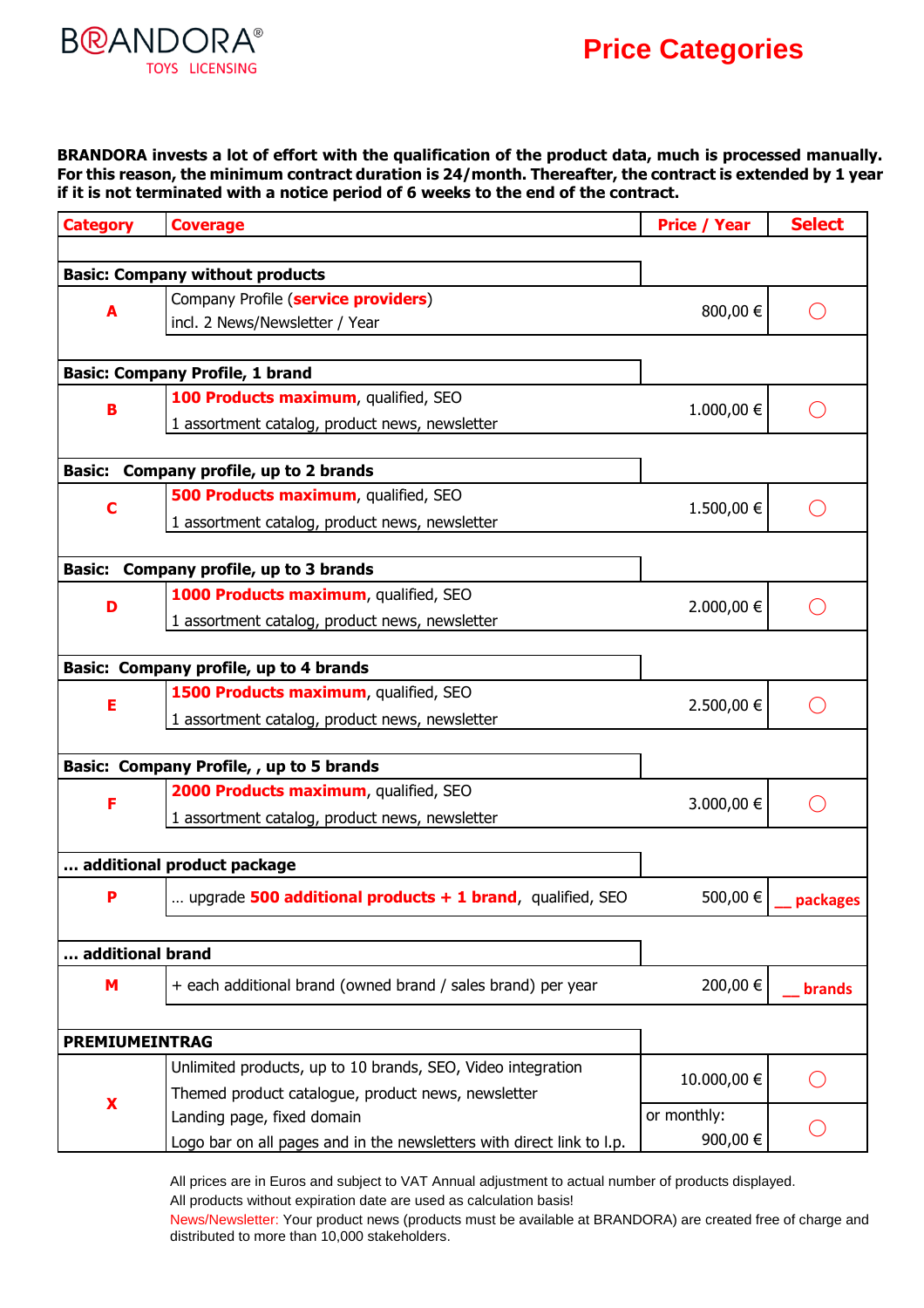BRANDORA TOYS LICENSING

# Price Categories

**BRANDORA invests a lot of effort with the qualification of the product data, much is processed manually. For this reason, the minimum contract duration is 24/month. Thereafter, the contract is extended by 1 year if it is not terminated with a notice period of 6 weeks to the end of the contract.**

| Category | Coverage | Price / Year | Select |
|---|---|---|---|
| **Basic: Company without products** | | | |
| **A** | Company Profile (**service providers**)<br>incl. 2 News/Newsletter / Year | 800,00 € | ◯ |
| **Basic: Company Profile, 1 brand** | | | |
| **B** | **100 Products maximum**, qualified, SEO<br>1 assortment catalog, product news, newsletter | 1.000,00 € | ◯ |
| **Basic: Company profile, up to 2 brands** | | | |
| **C** | **500 Products maximum**, qualified, SEO<br>1 assortment catalog, product news, newsletter | 1.500,00 € | ◯ |
| **Basic: Company profile, up to 3 brands** | | | |
| **D** | **1000 Products maximum**, qualified, SEO<br>1 assortment catalog, product news, newsletter | 2.000,00 € | ◯ |
| **Basic: Company profile, up to 4 brands** | | | |
| **E** | **1500 Products maximum**, qualified, SEO<br>1 assortment catalog, product news, newsletter | 2.500,00 € | ◯ |
| **Basic: Company Profile, , up to 5 brands** | | | |
| **F** | **2000 Products maximum**, qualified, SEO<br>1 assortment catalog, product news, newsletter | 3.000,00 € | ◯ |
| **... additional product package** | | | |
| **P** | ... upgrade **500 additional products + 1 brand**, qualified, SEO | 500,00 € | __ packages |
| **... additional brand** | | | |
| **M** | + each additional brand (owned brand / sales brand) per year | 200,00 € | __ brands |
| **PREMIUMEINTRAG** | | | |
| **X** | Unlimited products, up to 10 brands, SEO, Video integration<br>Themed product catalogue, product news, newsletter<br>Landing page, fixed domain<br>Logo bar on all pages and in the newsletters with direct link to l.p. | 10.000,00 € | ◯ |
| | | or monthly: 900,00 € | ◯ |

All prices are in Euros and subject to VAT Annual adjustment to actual number of products displayed.
All products without expiration date are used as calculation basis!
News/Newsletter: Your product news (products must be available at BRANDORA) are created free of charge and distributed to more than 10,000 stakeholders.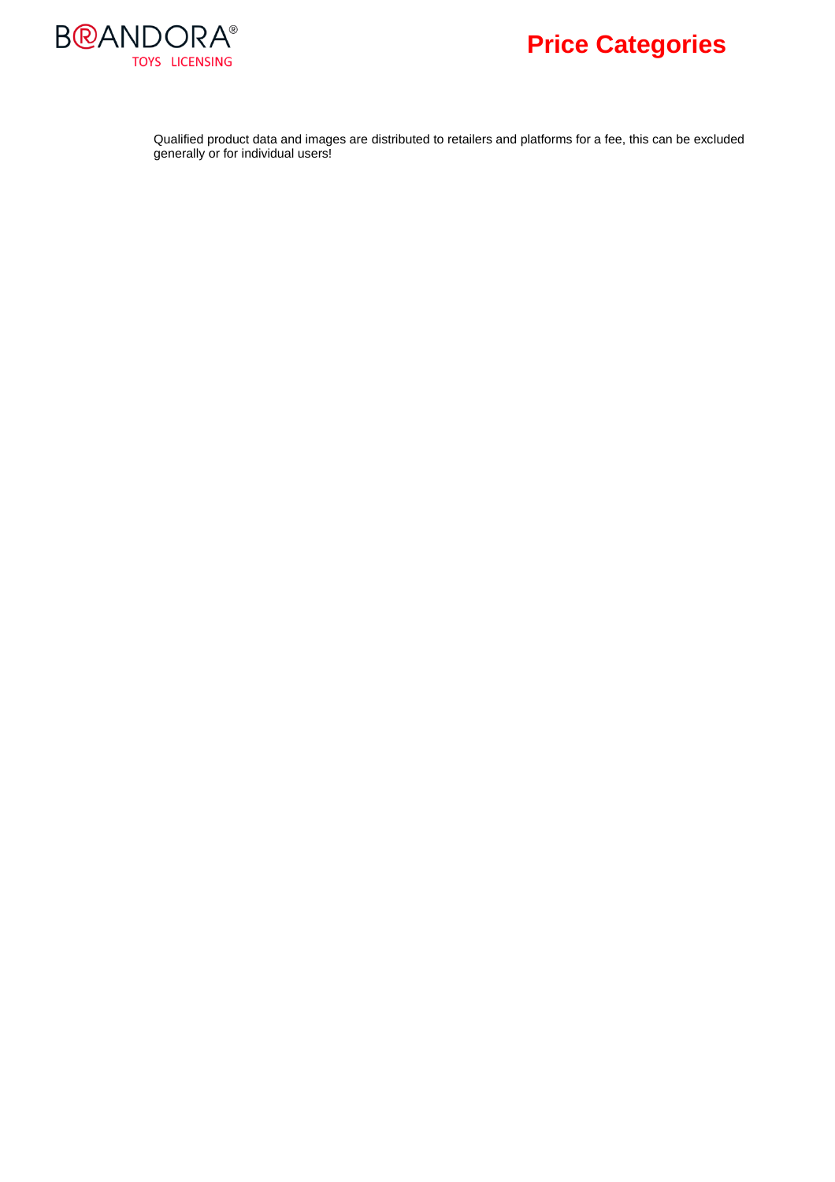Qualified product data and images are distributed to retailers and platforms for a fee, this can be excluded generally or for individual users!